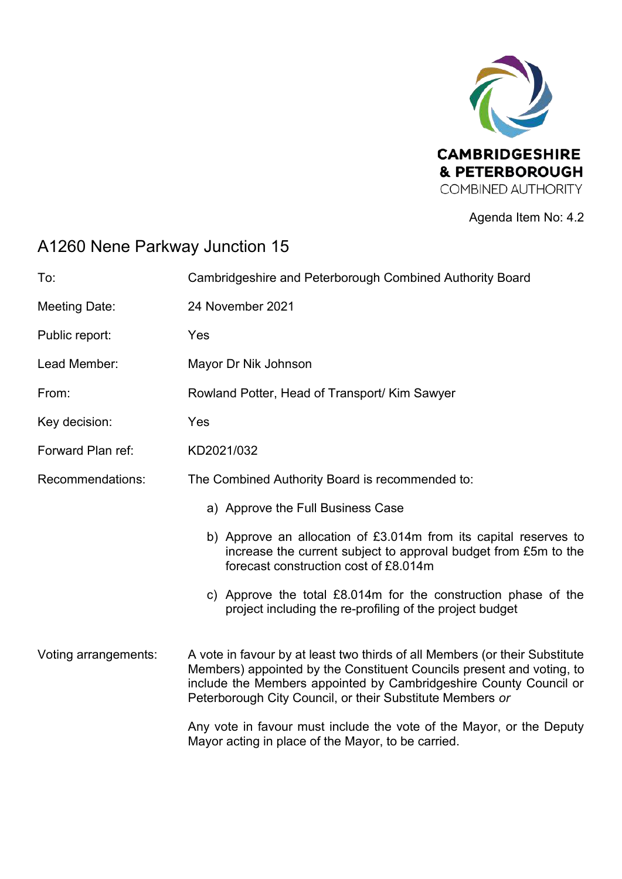CAMBRIDGESHIRE & PETERBOROUGH COMBINED AUTHORITY

Agenda Item No: 4.2

# A1260 Nene Parkway Junction 15

| | |
|---|---|
| To: | Cambridgeshire and Peterborough Combined Authority Board |
| Meeting Date: | 24 November 2021 |
| Public report: | Yes |
| Lead Member: | Mayor Dr Nik Johnson |
| From: | Rowland Potter, Head of Transport/ Kim Sawyer |
| Key decision: | Yes |
| Forward Plan ref: | KD2021/032 |
| Recommendations: | The Combined Authority Board is recommended to: |

a) Approve the Full Business Case

b) Approve an allocation of £3.014m from its capital reserves to increase the current subject to approval budget from £5m to the forecast construction cost of £8.014m

c) Approve the total £8.014m for the construction phase of the project including the re-profiling of the project budget

Voting arrangements: A vote in favour by at least two thirds of all Members (or their Substitute Members) appointed by the Constituent Councils present and voting, to include the Members appointed by Cambridgeshire County Council or Peterborough City Council, or their Substitute Members *or*

Any vote in favour must include the vote of the Mayor, or the Deputy Mayor acting in place of the Mayor, to be carried.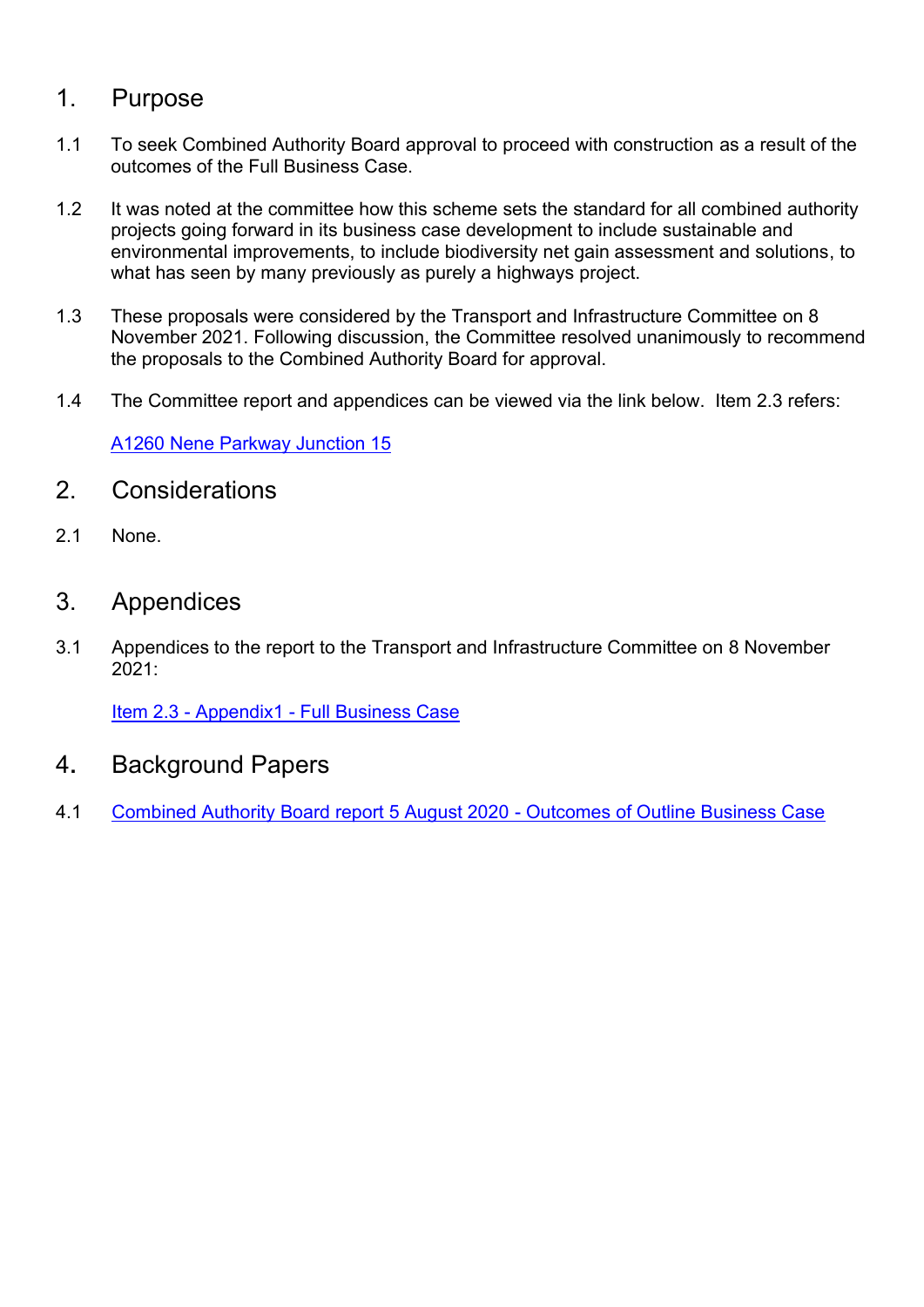## 1. Purpose

1.1 To seek Combined Authority Board approval to proceed with construction as a result of the outcomes of the Full Business Case.

1.2 It was noted at the committee how this scheme sets the standard for all combined authority projects going forward in its business case development to include sustainable and environmental improvements, to include biodiversity net gain assessment and solutions, to what has seen by many previously as purely a highways project.

1.3 These proposals were considered by the Transport and Infrastructure Committee on 8 November 2021. Following discussion, the Committee resolved unanimously to recommend the proposals to the Combined Authority Board for approval.

1.4 The Committee report and appendices can be viewed via the link below. Item 2.3 refers:

A1260 Nene Parkway Junction 15

## 2. Considerations

2.1 None.

## 3. Appendices

3.1 Appendices to the report to the Transport and Infrastructure Committee on 8 November 2021:

Item 2.3 - Appendix1 - Full Business Case

## 4. Background Papers

4.1 Combined Authority Board report 5 August 2020 - Outcomes of Outline Business Case